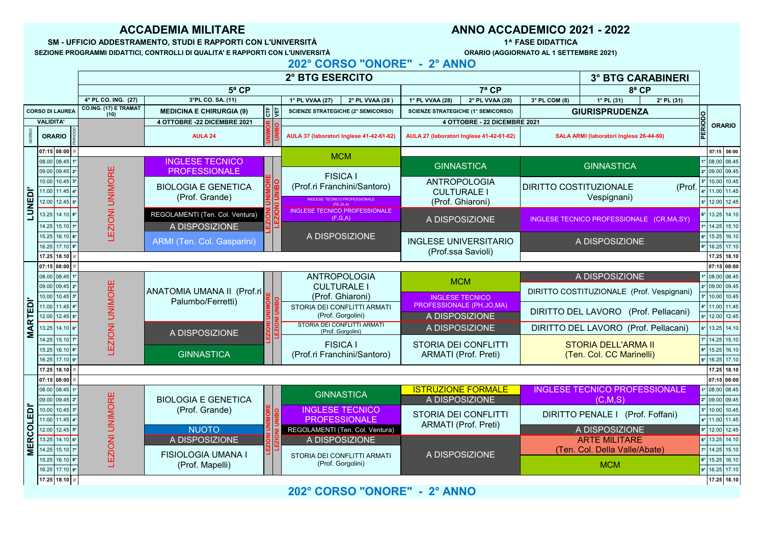# ACCADEMIA MILITARE

**ANNO ACCADEMICO 2021 - 2022**

**SM - UFFICIO ADDESTRAMENTO, STUDI E RAPPORTI CON L'UNIVERSITÀ**

**SEZIONE PROGRAMMI DIDATTICI, CONTROLLI DI QUALITA' E RAPPORTI CON L'UNIVERSITÀ**

**1^ FASE DIDATTICA**

**ORARIO (AGGIORNATO AL 1 SETTEMBRE 2021)**

## 202° CORSO "ONORE" - 2° ANNO

| | | | 2° BTG ESERCITO | | | | | | | | 3° BTG CARABINIERI | | |
|---|---|---|---|---|---|---|---|---|---|---|---|---|---|
| | | | 5ª CP | | | | | 7ª CP | | | 8ª CP | | |
| | | 4° PL CO. ING. (27) | 3°PL CO. SA. (11) | | | 1° PL VVAA (27) | 2° PL VVAA (28) | 1° PL VVAA (28) | 2° PL VVAA (28) | 3° PL COM (8) | 1° PL (31) | 2° PL (31) | |
| CORSO DI LAUREA | | CO.ING. (17) E TRAMAT (10) | MEDICINA E CHIRURGIA (9) | CTF | VET | SCIENZE STRATEGICHE (2° SEMICORSO) | | SCIENZE STRATEGICHE (1° SEMICORSO) | | GIURISPRUDENZA | | | ORARIO |
| VALIDITA' | | | 4 OTTOBRE -22 DICEMBRE 2021 | | | 4 OTTOBRE - 22 DICEMBRE 2021 | | | | | | | |
| GIORNO | ORARIO | | AULA 24 | UNIMOR | UNIBO | AULA 37 (laboratori Inglese 41-42-61-62) | | AULA 27 (laboratori Inglese 41-42-61-62) | | SALA ARMI (laboratori Inglese 26-44-60) | | | |

### LUNEDI'

| Periodo | Orario | CO.ING./TRAMAT | MEDICINA E CHIRURGIA | CTF | VET | SCIENZE STRATEGICHE (2° SEMICORSO) | SCIENZE STRATEGICHE (1° SEMICORSO) | GIURISPRUDENZA |
|---|---|---|---|---|---|---|---|---|
| // | 07:15 08:00 | | | | | | | |
| 1° | 08.00 08.45 | LEZIONI UNIMORE | INGLESE TECNICO PROFESSIONALE | LEZIONI UNIMORE | LEZIONI UNIBO | MCM | GINNASTICA | GINNASTICA |
| 2° | 09.00 09.45 | LEZIONI UNIMORE | INGLESE TECNICO PROFESSIONALE | LEZIONI UNIMORE | LEZIONI UNIBO | FISICA I (Prof.ri Franchini/Santoro) | GINNASTICA | GINNASTICA |
| 3° | 10.00 10.45 | LEZIONI UNIMORE | BIOLOGIA E GENETICA (Prof. Grande) | LEZIONI UNIMORE | LEZIONI UNIBO | FISICA I (Prof.ri Franchini/Santoro) | ANTROPOLOGIA CULTURALE I (Prof. Ghiaroni) | DIRITTO COSTITUZIONALE (Prof. Vespignani) |
| 4° | 11.00 11.45 | LEZIONI UNIMORE | BIOLOGIA E GENETICA (Prof. Grande) | LEZIONI UNIMORE | LEZIONI UNIBO | FISICA I (Prof.ri Franchini/Santoro) | ANTROPOLOGIA CULTURALE I (Prof. Ghiaroni) | DIRITTO COSTITUZIONALE (Prof. Vespignani) |
| 5° | 12.00 12.45 | LEZIONI UNIMORE | BIOLOGIA E GENETICA (Prof. Grande) | LEZIONI UNIMORE | LEZIONI UNIBO | INGLESE TECNICO PROFESSIONALE (FE,GI,A) | ANTROPOLOGIA CULTURALE I (Prof. Ghiaroni) | DIRITTO COSTITUZIONALE (Prof. Vespignani) |
| 6° | 13.25 14.10 | LEZIONI UNIMORE | REGOLAMENTI (Ten. Col. Ventura) | LEZIONI UNIMORE | LEZIONI UNIBO | INGLESE TECNICO PROFESSIONALE (F,G,A) | A DISPOSIZIONE | INGLESE TECNICO PROFESSIONALE (CR,MA,SY) |
| 7° | 14.25 15.10 | LEZIONI UNIMORE | A DISPOSIZIONE | LEZIONI UNIMORE | LEZIONI UNIBO | A DISPOSIZIONE | A DISPOSIZIONE | INGLESE TECNICO PROFESSIONALE (CR,MA,SY) |
| 8° | 15.25 16.10 | LEZIONI UNIMORE | ARMI (Ten. Col. Gasparini) | LEZIONI UNIMORE | LEZIONI UNIBO | A DISPOSIZIONE | INGLESE UNIVERSITARIO (Prof.ssa Savioli) | A DISPOSIZIONE |
| 9° | 16.25 17.10 | LEZIONI UNIMORE | ARMI (Ten. Col. Gasparini) | LEZIONI UNIMORE | LEZIONI UNIBO | A DISPOSIZIONE | INGLESE UNIVERSITARIO (Prof.ssa Savioli) | A DISPOSIZIONE |
| // | 17.25 18.10 | | | | | | | |

### MARTEDI'

| Periodo | Orario | CO.ING./TRAMAT | MEDICINA E CHIRURGIA | CTF | VET | SCIENZE STRATEGICHE (2° SEMICORSO) | SCIENZE STRATEGICHE (1° SEMICORSO) | GIURISPRUDENZA |
|---|---|---|---|---|---|---|---|---|
| // | 07:15 08:00 | | | | | | | |
| 1° | 08.00 08.45 | LEZIONI UNIMORE | ANATOMIA UMANA II (Prof.ri Palumbo/Ferretti) | LEZIONI UNIMORE | LEZIONI UNIBO | ANTROPOLOGIA CULTURALE I (Prof. Ghiaroni) | MCM | A DISPOSIZIONE |
| 2° | 09.00 09.45 | LEZIONI UNIMORE | ANATOMIA UMANA II (Prof.ri Palumbo/Ferretti) | LEZIONI UNIMORE | LEZIONI UNIBO | ANTROPOLOGIA CULTURALE I (Prof. Ghiaroni) | MCM | DIRITTO COSTITUZIONALE (Prof. Vespignani) |
| 3° | 10.00 10.45 | LEZIONI UNIMORE | ANATOMIA UMANA II (Prof.ri Palumbo/Ferretti) | LEZIONI UNIMORE | LEZIONI UNIBO | ANTROPOLOGIA CULTURALE I (Prof. Ghiaroni) | INGLESE TECNICO PROFESSIONALE (PH,JO,MA) | DIRITTO COSTITUZIONALE (Prof. Vespignani) |
| 4° | 11.00 11.45 | LEZIONI UNIMORE | ANATOMIA UMANA II (Prof.ri Palumbo/Ferretti) | LEZIONI UNIMORE | LEZIONI UNIBO | STORIA DEI CONFLITTI ARMATI (Prof. Gorgolini) | INGLESE TECNICO PROFESSIONALE (PH,JO,MA) | DIRITTO DEL LAVORO (Prof. Pellacani) |
| 5° | 12.00 12.45 | LEZIONI UNIMORE | ANATOMIA UMANA II (Prof.ri Palumbo/Ferretti) | LEZIONI UNIMORE | LEZIONI UNIBO | STORIA DEI CONFLITTI ARMATI (Prof. Gorgolini) | A DISPOSIZIONE | DIRITTO DEL LAVORO (Prof. Pellacani) |
| 6° | 13.25 14.10 | LEZIONI UNIMORE | A DISPOSIZIONE | LEZIONI UNIMORE | LEZIONI UNIBO | STORIA DEI CONFLITTI ARMATI (Prof. Gorgolini) | A DISPOSIZIONE | DIRITTO DEL LAVORO (Prof. Pellacani) |
| 7° | 14.25 15.10 | LEZIONI UNIMORE | A DISPOSIZIONE | LEZIONI UNIMORE | LEZIONI UNIBO | FISICA I (Prof.ri Franchini/Santoro) | STORIA DEI CONFLITTI ARMATI (Prof. Preti) | STORIA DELL'ARMA II (Ten. Col. CC Marinelli) |
| 8° | 15.25 16.10 | LEZIONI UNIMORE | GINNASTICA | LEZIONI UNIMORE | LEZIONI UNIBO | FISICA I (Prof.ri Franchini/Santoro) | STORIA DEI CONFLITTI ARMATI (Prof. Preti) | STORIA DELL'ARMA II (Ten. Col. CC Marinelli) |
| 9° | 16.25 17.10 | LEZIONI UNIMORE | GINNASTICA | LEZIONI UNIMORE | LEZIONI UNIBO | FISICA I (Prof.ri Franchini/Santoro) | STORIA DEI CONFLITTI ARMATI (Prof. Preti) | STORIA DELL'ARMA II (Ten. Col. CC Marinelli) |
| // | 17.25 18.10 | | | | | | | |

### MERCOLEDI'

| Periodo | Orario | CO.ING./TRAMAT | MEDICINA E CHIRURGIA | CTF | VET | SCIENZE STRATEGICHE (2° SEMICORSO) | SCIENZE STRATEGICHE (1° SEMICORSO) | GIURISPRUDENZA |
|---|---|---|---|---|---|---|---|---|
| // | 07:15 08:00 | | | | | | | |
| 1° | 08.00 08.45 | LEZIONI UNIMORE | BIOLOGIA E GENETICA (Prof. Grande) | LEZIONI UNIMORE | LEZIONI UNIBO | GINNASTICA | ISTRUZIONE FORMALE | INGLESE TECNICO PROFESSIONALE (C,M,S) |
| 2° | 09.00 09.45 | LEZIONI UNIMORE | BIOLOGIA E GENETICA (Prof. Grande) | LEZIONI UNIMORE | LEZIONI UNIBO | GINNASTICA | A DISPOSIZIONE | INGLESE TECNICO PROFESSIONALE (C,M,S) |
| 3° | 10.00 10.45 | LEZIONI UNIMORE | BIOLOGIA E GENETICA (Prof. Grande) | LEZIONI UNIMORE | LEZIONI UNIBO | INGLESE TECNICO PROFESSIONALE | STORIA DEI CONFLITTI ARMATI (Prof. Preti) | DIRITTO PENALE I (Prof. Foffani) |
| 4° | 11.00 11.45 | LEZIONI UNIMORE | BIOLOGIA E GENETICA (Prof. Grande) | LEZIONI UNIMORE | LEZIONI UNIBO | INGLESE TECNICO PROFESSIONALE | STORIA DEI CONFLITTI ARMATI (Prof. Preti) | DIRITTO PENALE I (Prof. Foffani) |
| 5° | 12.00 12.45 | LEZIONI UNIMORE | NUOTO | LEZIONI UNIMORE | LEZIONI UNIBO | REGOLAMENTI (Ten. Col. Ventura) | STORIA DEI CONFLITTI ARMATI (Prof. Preti) | A DISPOSIZIONE |
| 6° | 13.25 14.10 | LEZIONI UNIMORE | A DISPOSIZIONE | LEZIONI UNIMORE | LEZIONI UNIBO | A DISPOSIZIONE | A DISPOSIZIONE | ARTE MILITARE (Ten. Col. Della Valle/Abate) |
| 7° | 14.25 15.10 | LEZIONI UNIMORE | FISIOLOGIA UMANA I (Prof. Mapelli) | LEZIONI UNIMORE | LEZIONI UNIBO | STORIA DEI CONFLITTI ARMATI (Prof. Gorgolini) | A DISPOSIZIONE | ARTE MILITARE (Ten. Col. Della Valle/Abate) |
| 8° | 15.25 16.10 | LEZIONI UNIMORE | FISIOLOGIA UMANA I (Prof. Mapelli) | LEZIONI UNIMORE | LEZIONI UNIBO | STORIA DEI CONFLITTI ARMATI (Prof. Gorgolini) | A DISPOSIZIONE | MCM |
| 9° | 16.25 17.10 | LEZIONI UNIMORE | FISIOLOGIA UMANA I (Prof. Mapelli) | LEZIONI UNIMORE | LEZIONI UNIBO | STORIA DEI CONFLITTI ARMATI (Prof. Gorgolini) | A DISPOSIZIONE | MCM |
| // | 17.25 18.10 | | | | | | | |

## 202° CORSO "ONORE" - 2° ANNO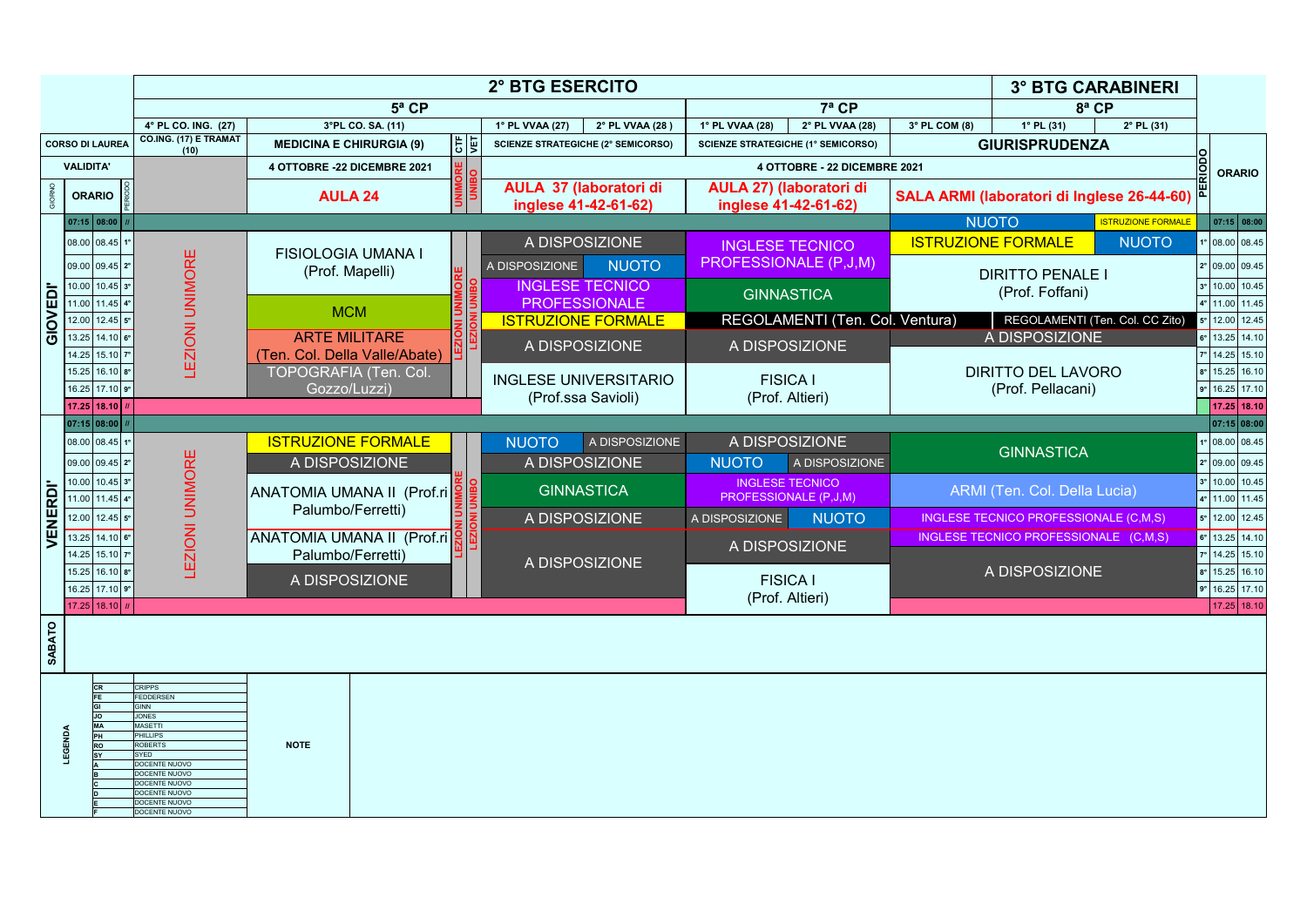| | | | | 2° BTG ESERCITO | | | | | | | | 3° BTG CARABINERI | | | | |
|---|---|---|---|---|---|---|---|---|---|---|---|---|---|---|---|---|
| | | | | 5ª CP | | | | | 7ª CP | | | 8ª CP | | | | |
| | | | 4° PL CO. ING. (27) | 3°PL CO. SA. (11) | | | 1° PL VVAA (27) | 2° PL VVAA (28) | 1° PL VVAA (28) | 2° PL VVAA (28) | 3° PL COM (8) | 1° PL (31) | 2° PL (31) | | | |
| CORSO DI LAUREA | | | CO.ING. (17) E TRAMAT (10) | MEDICINA E CHIRURGIA (9) | CTF | VET | SCIENZE STRATEGICHE (2° SEMICORSO) | | SCIENZE STRATEGICHE (1° SEMICORSO) | | GIURISPRUDENZA | | | PERIODO | ORARIO | |
| VALIDITA' | | | | 4 OTTOBRE -22 DICEMBRE 2021 | | | 4 OTTOBRE - 22 DICEMBRE 2021 | | | | | | | | | |
| GIORNO | ORARIO | PERIODO | | AULA 24 | UNIMORE | UNIBO | AULA 37 (laboratori di inglese 41-42-61-62) | | AULA 27) (laboratori di inglese 41-42-61-62) | | SALA ARMI (laboratori di Inglese 26-44-60) | | | | | |
| GIOVEDI' | 07:15 08:00 | // | | | | | | | | | NUOTO | | ISTRUZIONE FORMALE | | 07:15 | 08:00 |
| | 08.00 08.45 | 1° | LEZIONI UNIMORE | FISIOLOGIA UMANA I (Prof. Mapelli) | LEZIONI UNIMORE | LEZIONI UNIBO | A DISPOSIZIONE | | INGLESE TECNICO PROFESSIONALE (P,J,M) | | ISTRUZIONE FORMALE | | NUOTO | 1° | 08.00 | 08.45 |
| | 09.00 09.45 | 2° | | | | | A DISPOSIZIONE | NUOTO | | | DIRITTO PENALE I (Prof. Foffani) | | | 2° | 09.00 | 09.45 |
| | 10.00 10.45 | 3° | | | | | INGLESE TECNICO PROFESSIONALE | | GINNASTICA | | | | | 3° | 10.00 | 10.45 |
| | 11.00 11.45 | 4° | | MCM | | | | | | | | | | 4° | 11.00 | 11.45 |
| | 12.00 12.45 | 5° | | | | | ISTRUZIONE FORMALE | | REGOLAMENTI (Ten. Col. Ventura) | | | REGOLAMENTI (Ten. Col. CC Zito) | | 5° | 12.00 | 12.45 |
| | 13.25 14.10 | 6° | | ARTE MILITARE (Ten. Col. Della Valle/Abate) | | | A DISPOSIZIONE | | A DISPOSIZIONE | | A DISPOSIZIONE | | | 6° | 13.25 | 14.10 |
| | 14.25 15.10 | 7° | | | | | | | | | DIRITTO DEL LAVORO (Prof. Pellacani) | | | 7° | 14.25 | 15.10 |
| | 15.25 16.10 | 8° | | TOPOGRAFIA (Ten. Col. Gozzo/Luzzi) | | | INGLESE UNIVERSITARIO (Prof.ssa Savioli) | | FISICA I (Prof. Altieri) | | | | | 8° | 15.25 | 16.10 |
| | 16.25 17.10 | 9° | | | | | | | | | | | | 9° | 16.25 | 17.10 |
| | 17.25 18.10 | // | | | | | | | | | | | | | 17.25 | 18.10 |
| VENERDI' | 07:15 08:00 | // | | | | | | | | | | | | | 07:15 | 08:00 |
| | 08.00 08.45 | 1° | LEZIONI UNIMORE | ISTRUZIONE FORMALE | LEZIONI UNIMORE | LEZIONI UNIBO | NUOTO | A DISPOSIZIONE | A DISPOSIZIONE | | GINNASTICA | | | 1° | 08.00 | 08.45 |
| | 09.00 09.45 | 2° | | A DISPOSIZIONE | | | A DISPOSIZIONE | | NUOTO | A DISPOSIZIONE | | | | 2° | 09.00 | 09.45 |
| | 10.00 10.45 | 3° | | ANATOMIA UMANA II (Prof.ri Palumbo/Ferretti) | | | GINNASTICA | | INGLESE TECNICO PROFESSIONALE (P,J,M) | | ARMI (Ten. Col. Della Lucia) | | | 3° | 10.00 | 10.45 |
| | 11.00 11.45 | 4° | | | | | | | | | | | | 4° | 11.00 | 11.45 |
| | 12.00 12.45 | 5° | | | | | A DISPOSIZIONE | | A DISPOSIZIONE | NUOTO | INGLESE TECNICO PROFESSIONALE (C,M,S) | | | 5° | 12.00 | 12.45 |
| | 13.25 14.10 | 6° | | ANATOMIA UMANA II (Prof.ri Palumbo/Ferretti) | | | A DISPOSIZIONE | | A DISPOSIZIONE | | INGLESE TECNICO PROFESSIONALE (C,M,S) | | | 6° | 13.25 | 14.10 |
| | 14.25 15.10 | 7° | | | | | | | | | A DISPOSIZIONE | | | 7° | 14.25 | 15.10 |
| | 15.25 16.10 | 8° | | A DISPOSIZIONE | | | | | FISICA I (Prof. Altieri) | | | | | 8° | 15.25 | 16.10 |
| | 16.25 17.10 | 9° | | | | | | | | | | | | 9° | 16.25 | 17.10 |
| | 17.25 18.10 | // | | | | | | | | | | | | | 17.25 | 18.10 |
| SABATO | | | | | | | | | | | | | | | | |

| LEGENDA | | NOTE |
|---|---|---|
| CR | CRIPPS | |
| FE | FEDDERSEN | |
| GI | GINN | |
| JO | JONES | |
| MA | MASETTI | |
| PH | PHILLIPS | |
| RO | ROBERTS | |
| SY | SYED | |
| A | DOCENTE NUOVO | |
| B | DOCENTE NUOVO | |
| C | DOCENTE NUOVO | |
| D | DOCENTE NUOVO | |
| E | DOCENTE NUOVO | |
| F | DOCENTE NUOVO | |